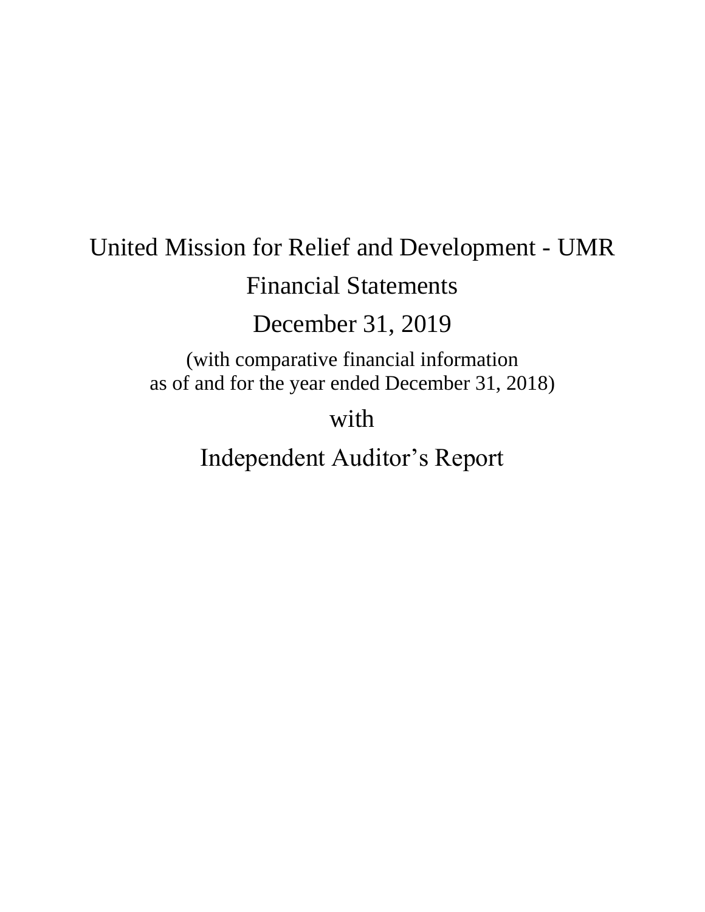# United Mission for Relief and Development - UMR

## Financial Statements

## December 31, 2019

(with comparative financial information
as of and for the year ended December 31, 2018)

with

## Independent Auditor's Report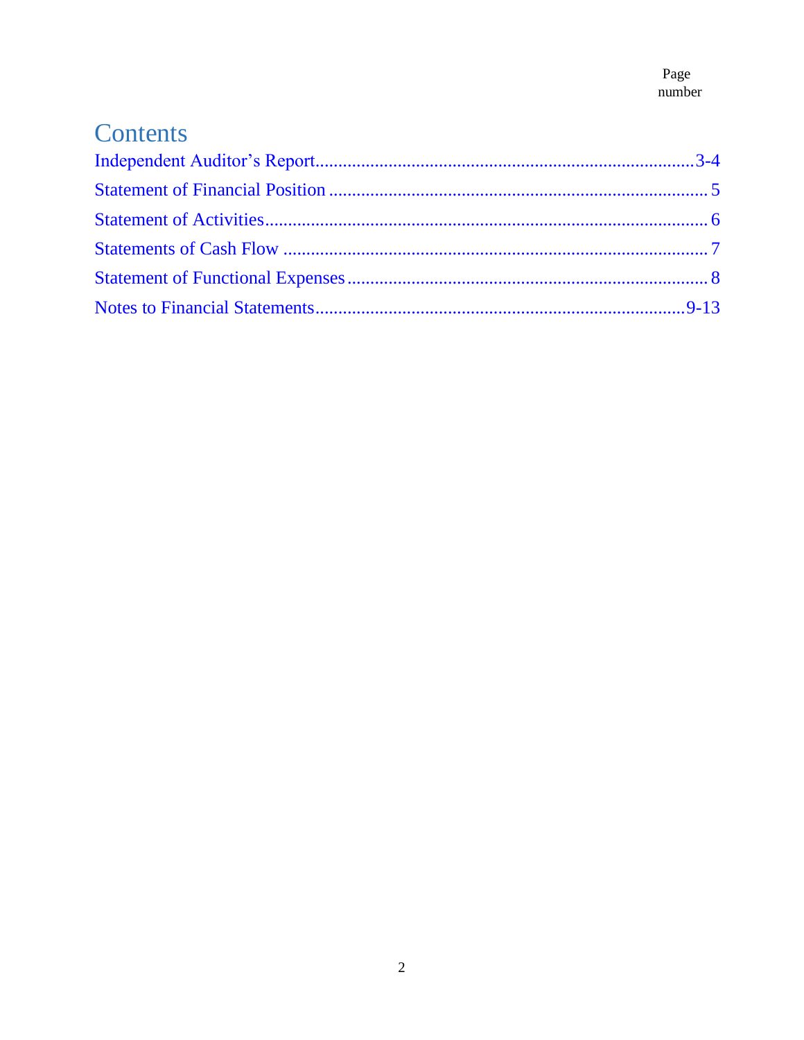Page number

# Contents

| | |
|---|---|
| Independent Auditor's Report | 3-4 |
| Statement of Financial Position | 5 |
| Statement of Activities | 6 |
| Statements of Cash Flow | 7 |
| Statement of Functional Expenses | 8 |
| Notes to Financial Statements | 9-13 |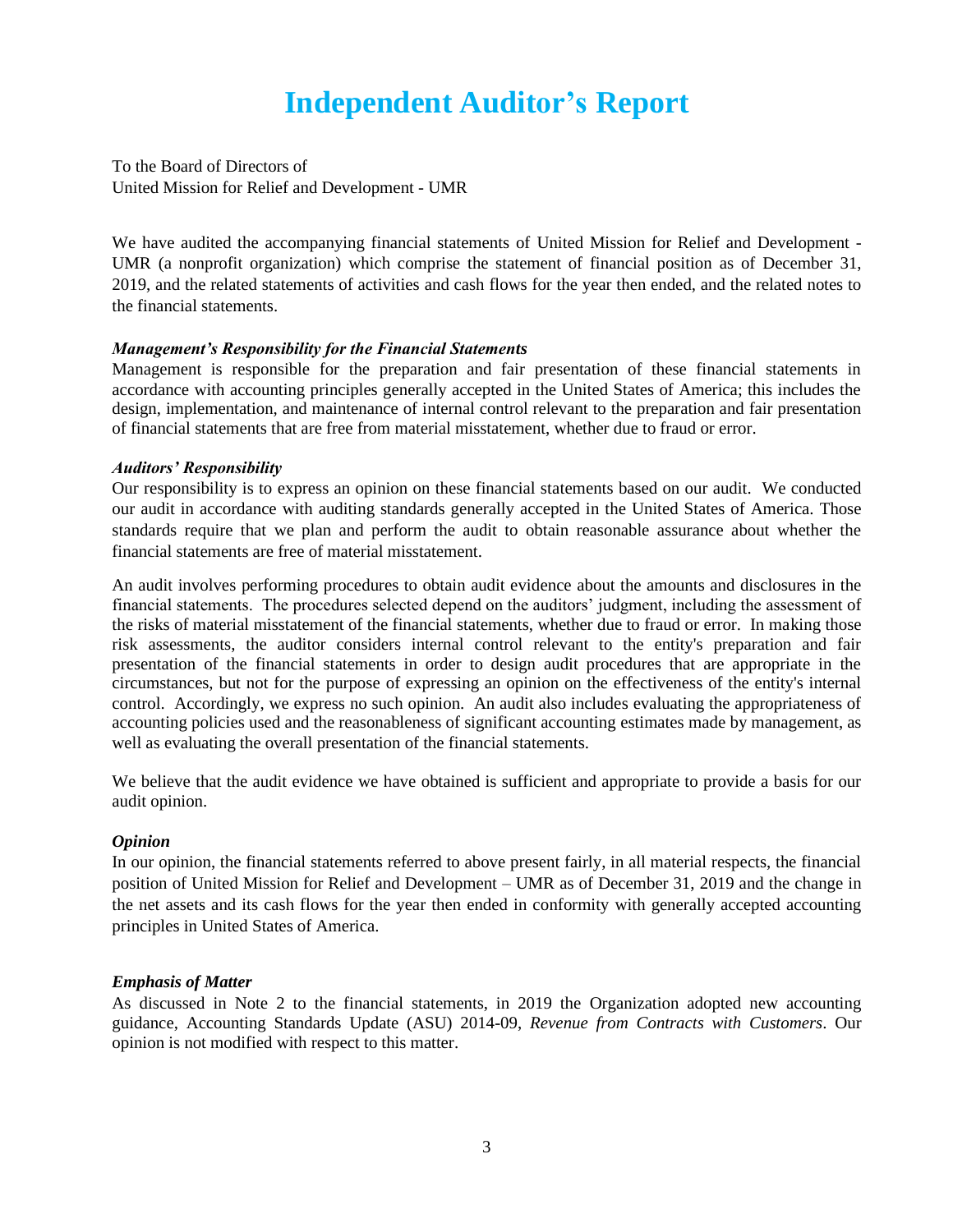# Independent Auditor's Report

To the Board of Directors of
United Mission for Relief and Development - UMR

We have audited the accompanying financial statements of United Mission for Relief and Development - UMR (a nonprofit organization) which comprise the statement of financial position as of December 31, 2019, and the related statements of activities and cash flows for the year then ended, and the related notes to the financial statements.

***Management's Responsibility for the Financial Statements***
Management is responsible for the preparation and fair presentation of these financial statements in accordance with accounting principles generally accepted in the United States of America; this includes the design, implementation, and maintenance of internal control relevant to the preparation and fair presentation of financial statements that are free from material misstatement, whether due to fraud or error.

***Auditors' Responsibility***
Our responsibility is to express an opinion on these financial statements based on our audit. We conducted our audit in accordance with auditing standards generally accepted in the United States of America. Those standards require that we plan and perform the audit to obtain reasonable assurance about whether the financial statements are free of material misstatement.

An audit involves performing procedures to obtain audit evidence about the amounts and disclosures in the financial statements. The procedures selected depend on the auditors' judgment, including the assessment of the risks of material misstatement of the financial statements, whether due to fraud or error. In making those risk assessments, the auditor considers internal control relevant to the entity's preparation and fair presentation of the financial statements in order to design audit procedures that are appropriate in the circumstances, but not for the purpose of expressing an opinion on the effectiveness of the entity's internal control. Accordingly, we express no such opinion. An audit also includes evaluating the appropriateness of accounting policies used and the reasonableness of significant accounting estimates made by management, as well as evaluating the overall presentation of the financial statements.

We believe that the audit evidence we have obtained is sufficient and appropriate to provide a basis for our audit opinion.

***Opinion***
In our opinion, the financial statements referred to above present fairly, in all material respects, the financial position of United Mission for Relief and Development – UMR as of December 31, 2019 and the change in the net assets and its cash flows for the year then ended in conformity with generally accepted accounting principles in United States of America.

***Emphasis of Matter***
As discussed in Note 2 to the financial statements, in 2019 the Organization adopted new accounting guidance, Accounting Standards Update (ASU) 2014-09, *Revenue from Contracts with Customers*. Our opinion is not modified with respect to this matter.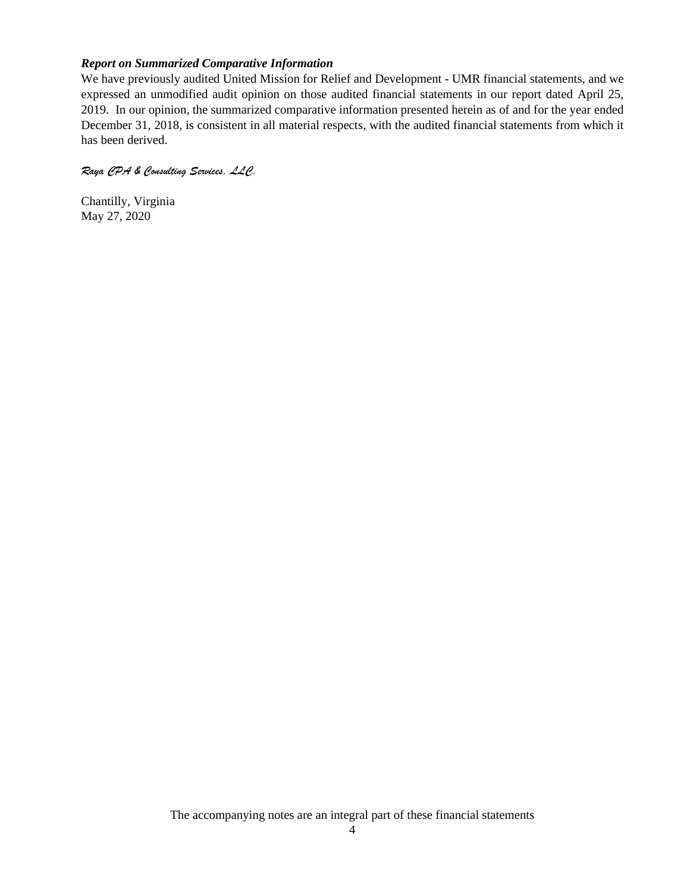***Report on Summarized Comparative Information***

We have previously audited United Mission for Relief and Development - UMR financial statements, and we expressed an unmodified audit opinion on those audited financial statements in our report dated April 25, 2019. In our opinion, the summarized comparative information presented herein as of and for the year ended December 31, 2018, is consistent in all material respects, with the audited financial statements from which it has been derived.

*Raya CPA & Consulting Services, LLC.*

Chantilly, Virginia
May 27, 2020

The accompanying notes are an integral part of these financial statements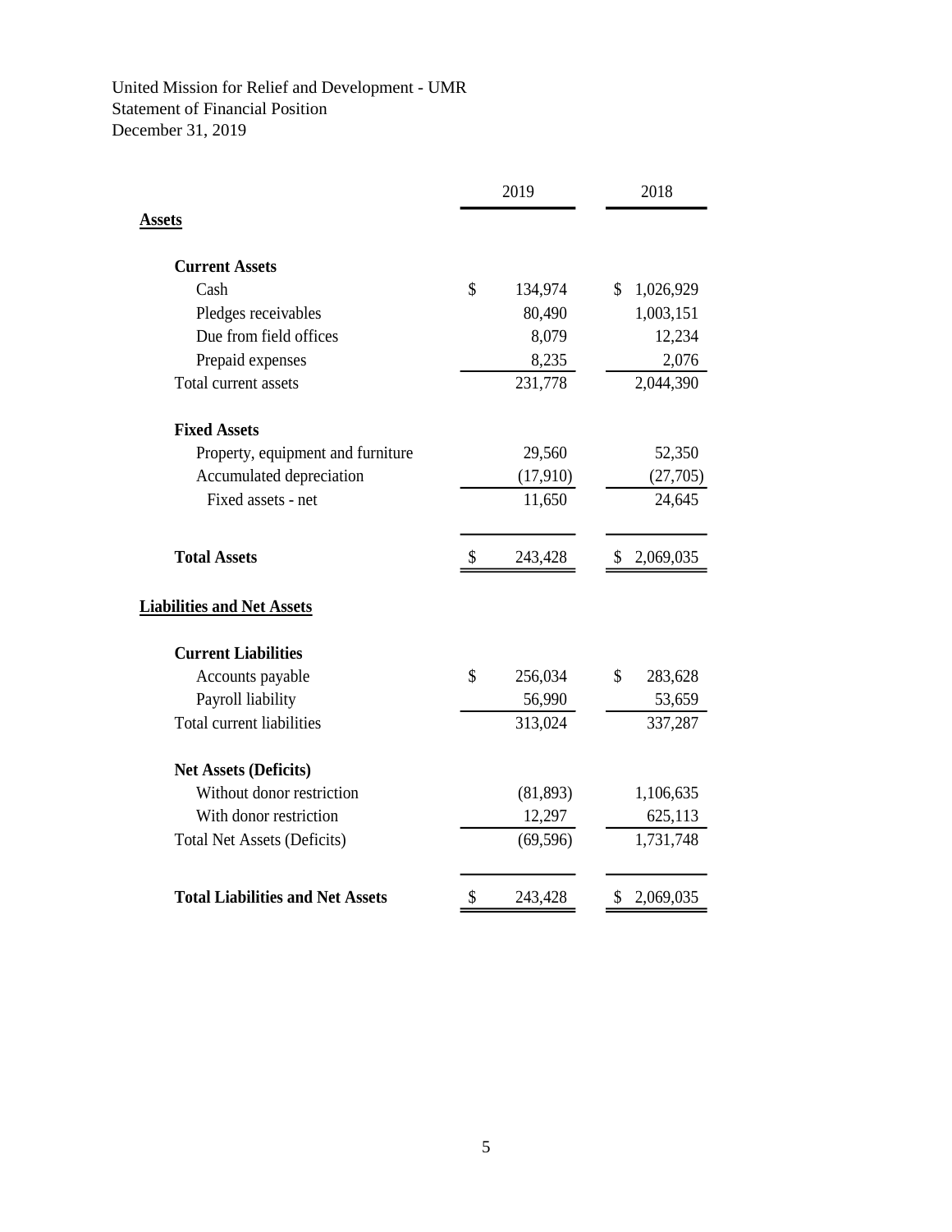United Mission for Relief and Development - UMR
Statement of Financial Position
December 31, 2019

| | 2019 | 2018 |
|---|---|---|
| **Assets** | | |
| **Current Assets** | | |
| Cash | $ 134,974 | $ 1,026,929 |
| Pledges receivables | 80,490 | 1,003,151 |
| Due from field offices | 8,079 | 12,234 |
| Prepaid expenses | 8,235 | 2,076 |
| Total current assets | 231,778 | 2,044,390 |
| **Fixed Assets** | | |
| Property, equipment and furniture | 29,560 | 52,350 |
| Accumulated depreciation | (17,910) | (27,705) |
| Fixed assets - net | 11,650 | 24,645 |
| **Total Assets** | $ 243,428 | $ 2,069,035 |
| **Liabilities and Net Assets** | | |
| **Current Liabilities** | | |
| Accounts payable | $ 256,034 | $ 283,628 |
| Payroll liability | 56,990 | 53,659 |
| Total current liabilities | 313,024 | 337,287 |
| **Net Assets (Deficits)** | | |
| Without donor restriction | (81,893) | 1,106,635 |
| With donor restriction | 12,297 | 625,113 |
| Total Net Assets (Deficits) | (69,596) | 1,731,748 |
| **Total Liabilities and Net Assets** | $ 243,428 | $ 2,069,035 |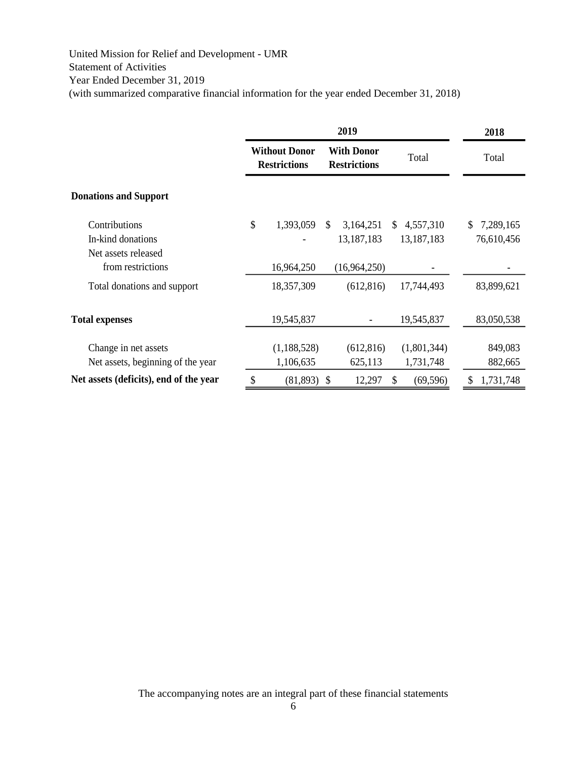United Mission for Relief and Development - UMR

Statement of Activities

Year Ended December 31, 2019

(with summarized comparative financial information for the year ended December 31, 2018)

| | 2019 | | | 2018 |
|---|---|---|---|---|
| | **Without Donor Restrictions** | **With Donor Restrictions** | Total | Total |
| **Donations and Support** | | | | |
| Contributions | $ 1,393,059 | $ 3,164,251 | $ 4,557,310 | $ 7,289,165 |
| In-kind donations | - | 13,187,183 | 13,187,183 | 76,610,456 |
| Net assets released from restrictions | 16,964,250 | (16,964,250) | - | - |
| Total donations and support | 18,357,309 | (612,816) | 17,744,493 | 83,899,621 |
| **Total expenses** | 19,545,837 | - | 19,545,837 | 83,050,538 |
| Change in net assets | (1,188,528) | (612,816) | (1,801,344) | 849,083 |
| Net assets, beginning of the year | 1,106,635 | 625,113 | 1,731,748 | 882,665 |
| **Net assets (deficits), end of the year** | $ (81,893) | $ 12,297 | $ (69,596) | $ 1,731,748 |

The accompanying notes are an integral part of these financial statements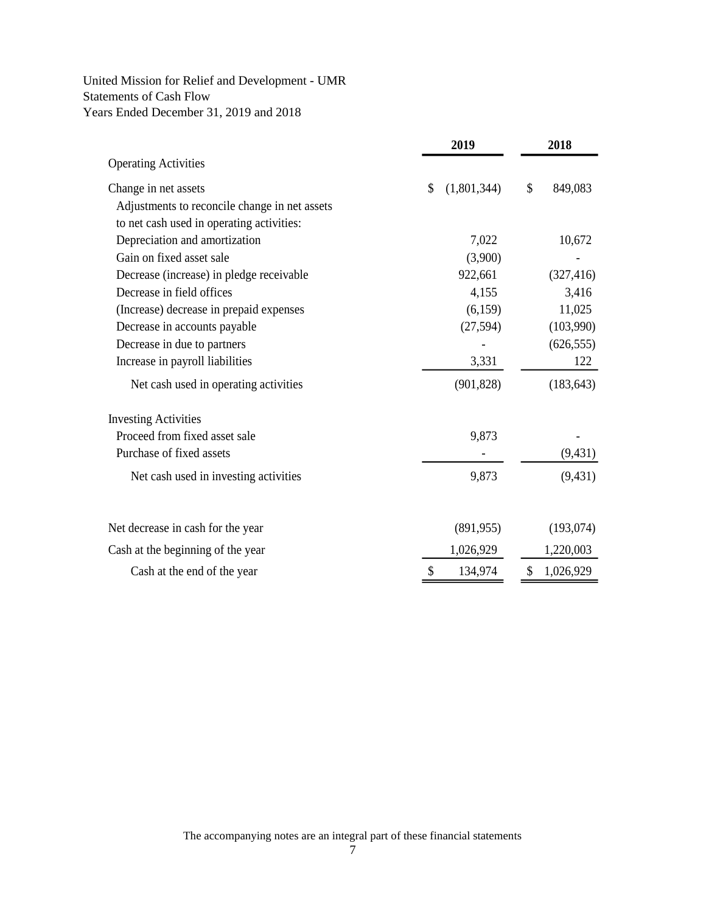United Mission for Relief and Development - UMR
Statements of Cash Flow
Years Ended December 31, 2019 and 2018

| | 2019 | 2018 |
|---|---|---|
| **Operating Activities** | | |
| Change in net assets | $ (1,801,344) | $ 849,083 |
| Adjustments to reconcile change in net assets to net cash used in operating activities: | | |
| Depreciation and amortization | 7,022 | 10,672 |
| Gain on fixed asset sale | (3,900) | - |
| Decrease (increase) in pledge receivable | 922,661 | (327,416) |
| Decrease in field offices | 4,155 | 3,416 |
| (Increase) decrease in prepaid expenses | (6,159) | 11,025 |
| Decrease in accounts payable | (27,594) | (103,990) |
| Decrease in due to partners | - | (626,555) |
| Increase in payroll liabilities | 3,331 | 122 |
| Net cash used in operating activities | (901,828) | (183,643) |
| **Investing Activities** | | |
| Proceed from fixed asset sale | 9,873 | - |
| Purchase of fixed assets | - | (9,431) |
| Net cash used in investing activities | 9,873 | (9,431) |
| Net decrease in cash for the year | (891,955) | (193,074) |
| Cash at the beginning of the year | 1,026,929 | 1,220,003 |
| Cash at the end of the year | $ 134,974 | $ 1,026,929 |

The accompanying notes are an integral part of these financial statements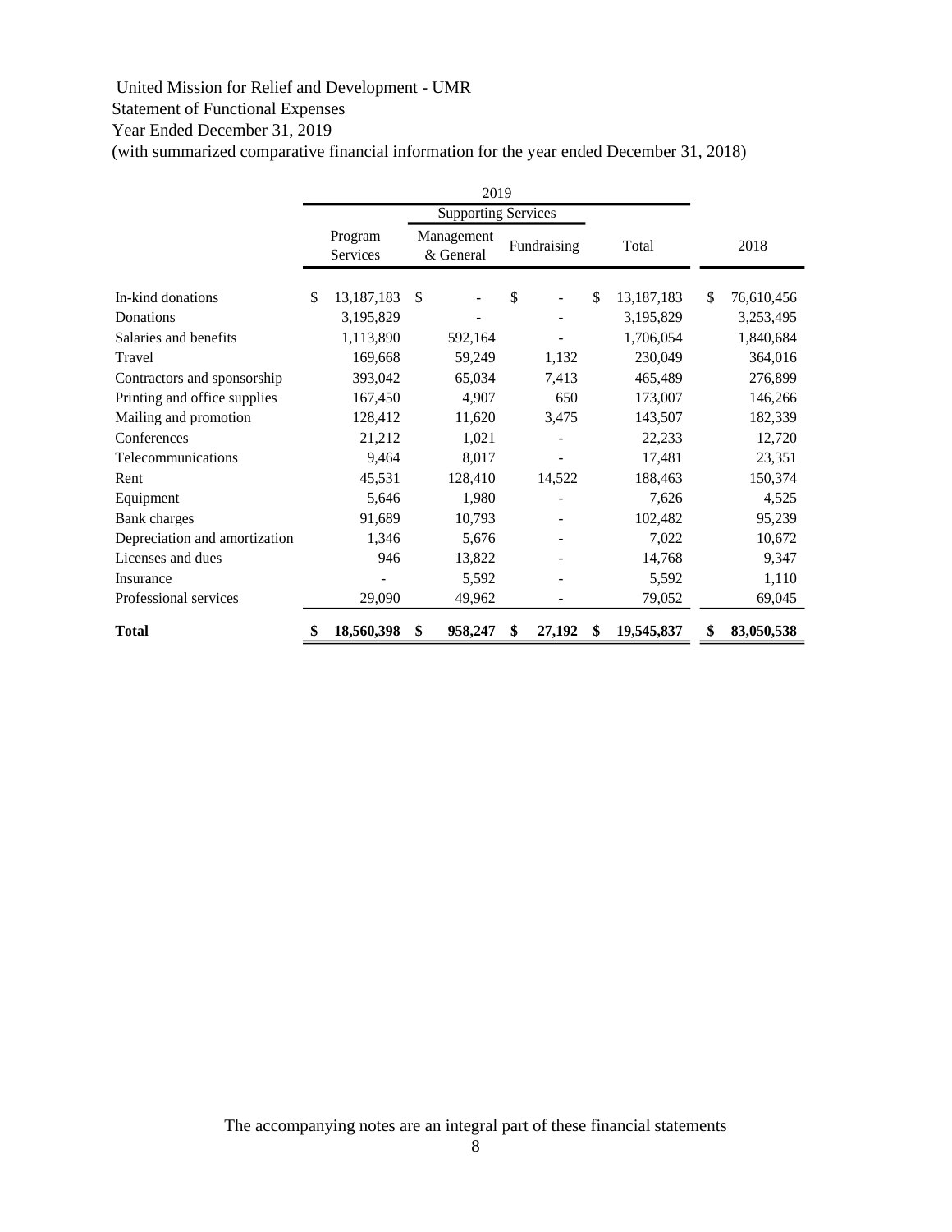United Mission for Relief and Development - UMR

Statement of Functional Expenses

Year Ended December 31, 2019

(with summarized comparative financial information for the year ended December 31, 2018)

| | 2019 | | | | |
|---|---|---|---|---|---|
| | | Supporting Services | | | |
| | Program Services | Management & General | Fundraising | Total | 2018 |
| In-kind donations | $ 13,187,183 | $ - | $ - | $ 13,187,183 | $ 76,610,456 |
| Donations | 3,195,829 | - | - | 3,195,829 | 3,253,495 |
| Salaries and benefits | 1,113,890 | 592,164 | - | 1,706,054 | 1,840,684 |
| Travel | 169,668 | 59,249 | 1,132 | 230,049 | 364,016 |
| Contractors and sponsorship | 393,042 | 65,034 | 7,413 | 465,489 | 276,899 |
| Printing and office supplies | 167,450 | 4,907 | 650 | 173,007 | 146,266 |
| Mailing and promotion | 128,412 | 11,620 | 3,475 | 143,507 | 182,339 |
| Conferences | 21,212 | 1,021 | - | 22,233 | 12,720 |
| Telecommunications | 9,464 | 8,017 | - | 17,481 | 23,351 |
| Rent | 45,531 | 128,410 | 14,522 | 188,463 | 150,374 |
| Equipment | 5,646 | 1,980 | - | 7,626 | 4,525 |
| Bank charges | 91,689 | 10,793 | - | 102,482 | 95,239 |
| Depreciation and amortization | 1,346 | 5,676 | - | 7,022 | 10,672 |
| Licenses and dues | 946 | 13,822 | - | 14,768 | 9,347 |
| Insurance | - | 5,592 | - | 5,592 | 1,110 |
| Professional services | 29,090 | 49,962 | - | 79,052 | 69,045 |
| **Total** | **$ 18,560,398** | **$ 958,247** | **$ 27,192** | **$ 19,545,837** | **$ 83,050,538** |

The accompanying notes are an integral part of these financial statements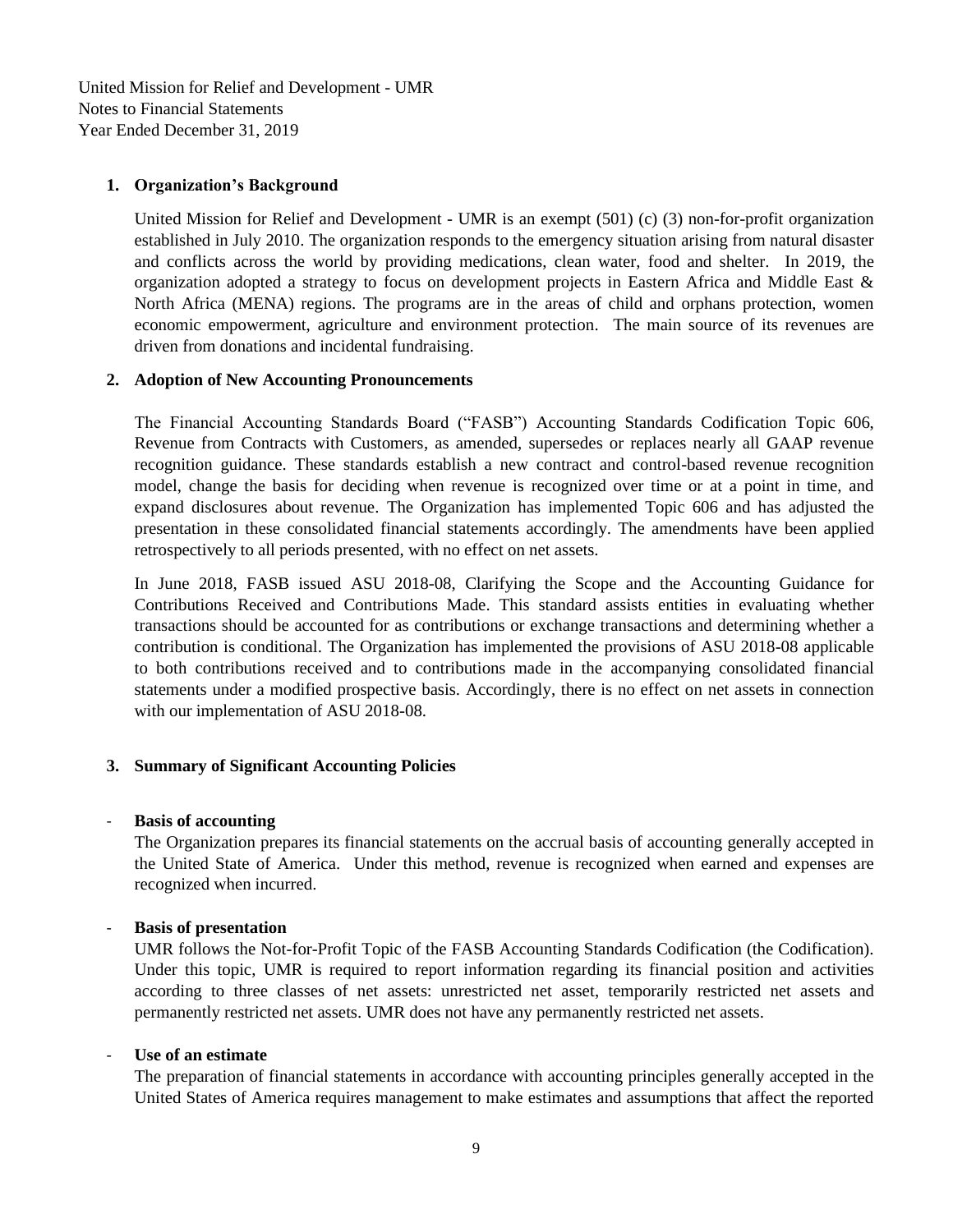United Mission for Relief and Development - UMR
Notes to Financial Statements
Year Ended December 31, 2019

## 1. Organization's Background

United Mission for Relief and Development - UMR is an exempt (501) (c) (3) non-for-profit organization established in July 2010. The organization responds to the emergency situation arising from natural disaster and conflicts across the world by providing medications, clean water, food and shelter. In 2019, the organization adopted a strategy to focus on development projects in Eastern Africa and Middle East & North Africa (MENA) regions. The programs are in the areas of child and orphans protection, women economic empowerment, agriculture and environment protection. The main source of its revenues are driven from donations and incidental fundraising.

## 2. Adoption of New Accounting Pronouncements

The Financial Accounting Standards Board ("FASB") Accounting Standards Codification Topic 606, Revenue from Contracts with Customers, as amended, supersedes or replaces nearly all GAAP revenue recognition guidance. These standards establish a new contract and control-based revenue recognition model, change the basis for deciding when revenue is recognized over time or at a point in time, and expand disclosures about revenue. The Organization has implemented Topic 606 and has adjusted the presentation in these consolidated financial statements accordingly. The amendments have been applied retrospectively to all periods presented, with no effect on net assets.

In June 2018, FASB issued ASU 2018-08, Clarifying the Scope and the Accounting Guidance for Contributions Received and Contributions Made. This standard assists entities in evaluating whether transactions should be accounted for as contributions or exchange transactions and determining whether a contribution is conditional. The Organization has implemented the provisions of ASU 2018-08 applicable to both contributions received and to contributions made in the accompanying consolidated financial statements under a modified prospective basis. Accordingly, there is no effect on net assets in connection with our implementation of ASU 2018-08.

## 3. Summary of Significant Accounting Policies

- **Basis of accounting**

  The Organization prepares its financial statements on the accrual basis of accounting generally accepted in the United State of America. Under this method, revenue is recognized when earned and expenses are recognized when incurred.

- **Basis of presentation**

  UMR follows the Not-for-Profit Topic of the FASB Accounting Standards Codification (the Codification). Under this topic, UMR is required to report information regarding its financial position and activities according to three classes of net assets: unrestricted net asset, temporarily restricted net assets and permanently restricted net assets. UMR does not have any permanently restricted net assets.

- **Use of an estimate**

  The preparation of financial statements in accordance with accounting principles generally accepted in the United States of America requires management to make estimates and assumptions that affect the reported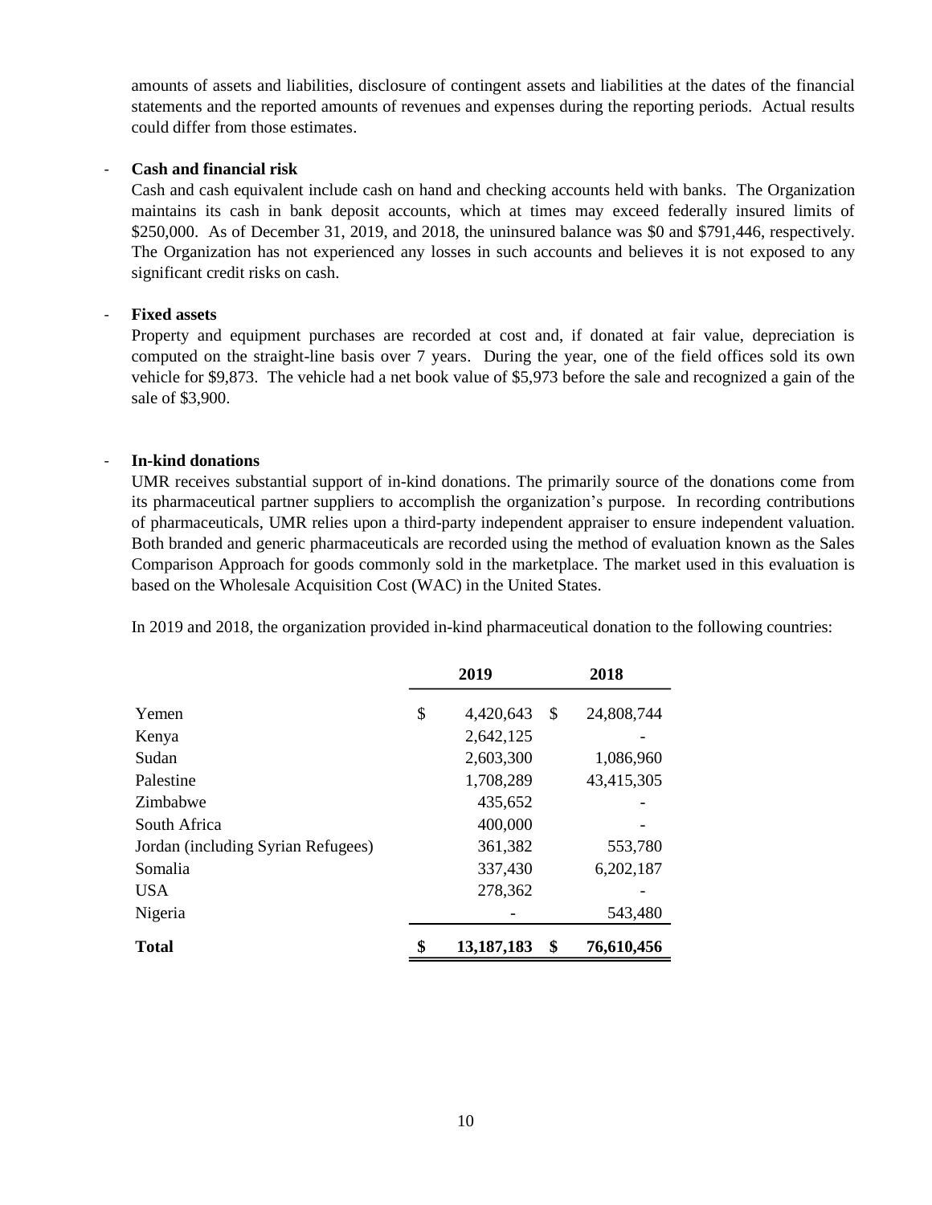amounts of assets and liabilities, disclosure of contingent assets and liabilities at the dates of the financial statements and the reported amounts of revenues and expenses during the reporting periods. Actual results could differ from those estimates.

- **Cash and financial risk**

  Cash and cash equivalent include cash on hand and checking accounts held with banks. The Organization maintains its cash in bank deposit accounts, which at times may exceed federally insured limits of $250,000. As of December 31, 2019, and 2018, the uninsured balance was $0 and $791,446, respectively. The Organization has not experienced any losses in such accounts and believes it is not exposed to any significant credit risks on cash.

- **Fixed assets**

  Property and equipment purchases are recorded at cost and, if donated at fair value, depreciation is computed on the straight-line basis over 7 years. During the year, one of the field offices sold its own vehicle for $9,873. The vehicle had a net book value of $5,973 before the sale and recognized a gain of the sale of $3,900.

- **In-kind donations**

  UMR receives substantial support of in-kind donations. The primarily source of the donations come from its pharmaceutical partner suppliers to accomplish the organization's purpose. In recording contributions of pharmaceuticals, UMR relies upon a third-party independent appraiser to ensure independent valuation. Both branded and generic pharmaceuticals are recorded using the method of evaluation known as the Sales Comparison Approach for goods commonly sold in the marketplace. The market used in this evaluation is based on the Wholesale Acquisition Cost (WAC) in the United States.

  In 2019 and 2018, the organization provided in-kind pharmaceutical donation to the following countries:

| | 2019 | 2018 |
|---|---|---|
| Yemen | $ 4,420,643 | $ 24,808,744 |
| Kenya | 2,642,125 | - |
| Sudan | 2,603,300 | 1,086,960 |
| Palestine | 1,708,289 | 43,415,305 |
| Zimbabwe | 435,652 | - |
| South Africa | 400,000 | - |
| Jordan (including Syrian Refugees) | 361,382 | 553,780 |
| Somalia | 337,430 | 6,202,187 |
| USA | 278,362 | - |
| Nigeria | - | 543,480 |
| **Total** | **$ 13,187,183** | **$ 76,610,456** |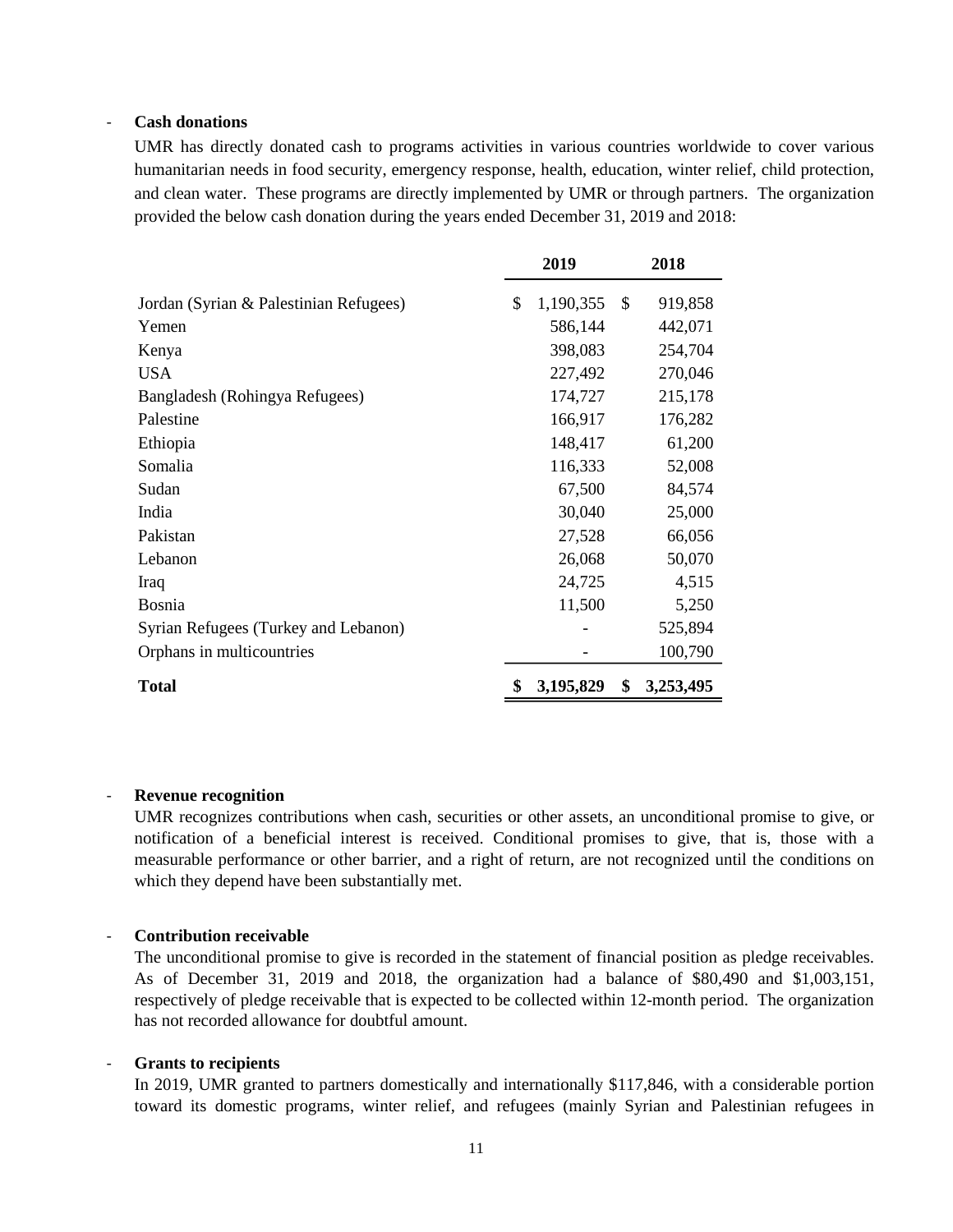- **Cash donations**

  UMR has directly donated cash to programs activities in various countries worldwide to cover various humanitarian needs in food security, emergency response, health, education, winter relief, child protection, and clean water. These programs are directly implemented by UMR or through partners. The organization provided the below cash donation during the years ended December 31, 2019 and 2018:

| | 2019 | 2018 |
|---|---|---|
| Jordan (Syrian & Palestinian Refugees) | $ 1,190,355 | $ 919,858 |
| Yemen | 586,144 | 442,071 |
| Kenya | 398,083 | 254,704 |
| USA | 227,492 | 270,046 |
| Bangladesh (Rohingya Refugees) | 174,727 | 215,178 |
| Palestine | 166,917 | 176,282 |
| Ethiopia | 148,417 | 61,200 |
| Somalia | 116,333 | 52,008 |
| Sudan | 67,500 | 84,574 |
| India | 30,040 | 25,000 |
| Pakistan | 27,528 | 66,056 |
| Lebanon | 26,068 | 50,070 |
| Iraq | 24,725 | 4,515 |
| Bosnia | 11,500 | 5,250 |
| Syrian Refugees (Turkey and Lebanon) | - | 525,894 |
| Orphans in multicountries | - | 100,790 |
| **Total** | **$ 3,195,829** | **$ 3,253,495** |

- **Revenue recognition**

  UMR recognizes contributions when cash, securities or other assets, an unconditional promise to give, or notification of a beneficial interest is received. Conditional promises to give, that is, those with a measurable performance or other barrier, and a right of return, are not recognized until the conditions on which they depend have been substantially met.

- **Contribution receivable**

  The unconditional promise to give is recorded in the statement of financial position as pledge receivables. As of December 31, 2019 and 2018, the organization had a balance of $80,490 and $1,003,151, respectively of pledge receivable that is expected to be collected within 12-month period. The organization has not recorded allowance for doubtful amount.

- **Grants to recipients**

  In 2019, UMR granted to partners domestically and internationally $117,846, with a considerable portion toward its domestic programs, winter relief, and refugees (mainly Syrian and Palestinian refugees in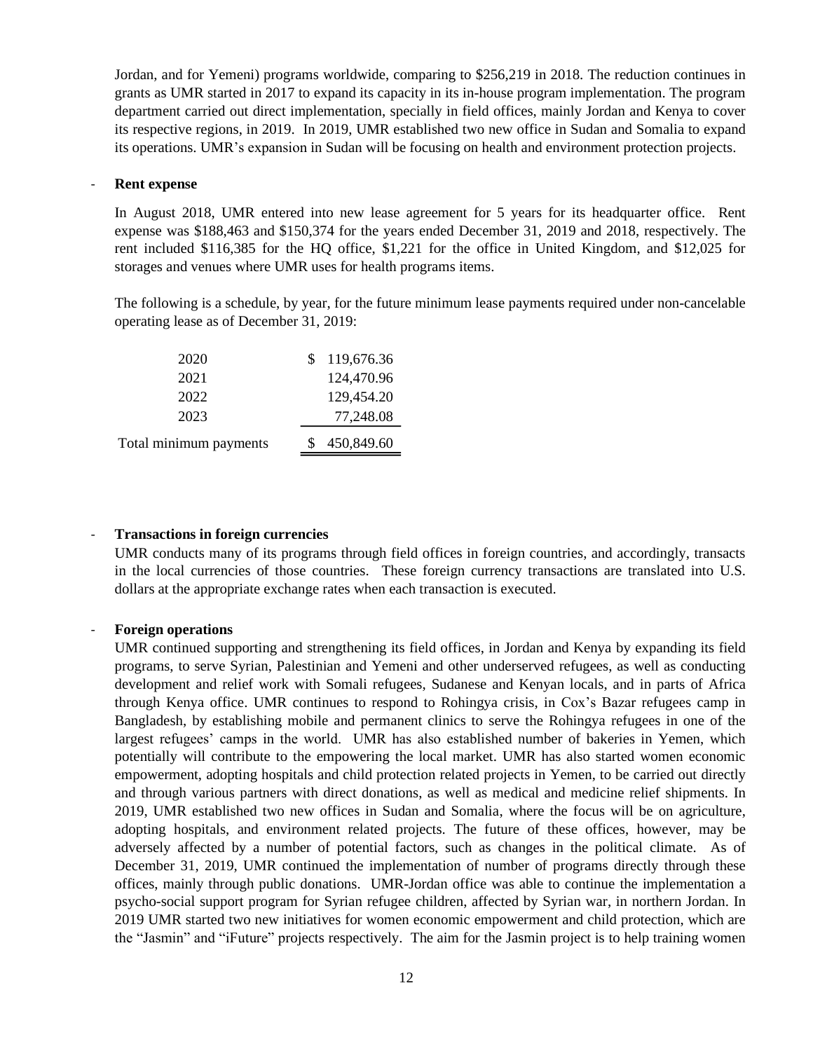Jordan, and for Yemeni) programs worldwide, comparing to $256,219 in 2018. The reduction continues in grants as UMR started in 2017 to expand its capacity in its in-house program implementation. The program department carried out direct implementation, specially in field offices, mainly Jordan and Kenya to cover its respective regions, in 2019. In 2019, UMR established two new office in Sudan and Somalia to expand its operations. UMR's expansion in Sudan will be focusing on health and environment protection projects.

- **Rent expense**

In August 2018, UMR entered into new lease agreement for 5 years for its headquarter office. Rent expense was $188,463 and $150,374 for the years ended December 31, 2019 and 2018, respectively. The rent included $116,385 for the HQ office, $1,221 for the office in United Kingdom, and $12,025 for storages and venues where UMR uses for health programs items.

The following is a schedule, by year, for the future minimum lease payments required under non-cancelable operating lease as of December 31, 2019:

| | |
|---|---|
| 2020 | $ 119,676.36 |
| 2021 | 124,470.96 |
| 2022 | 129,454.20 |
| 2023 | 77,248.08 |
| Total minimum payments | $ 450,849.60 |

- **Transactions in foreign currencies**

UMR conducts many of its programs through field offices in foreign countries, and accordingly, transacts in the local currencies of those countries. These foreign currency transactions are translated into U.S. dollars at the appropriate exchange rates when each transaction is executed.

- **Foreign operations**

UMR continued supporting and strengthening its field offices, in Jordan and Kenya by expanding its field programs, to serve Syrian, Palestinian and Yemeni and other underserved refugees, as well as conducting development and relief work with Somali refugees, Sudanese and Kenyan locals, and in parts of Africa through Kenya office. UMR continues to respond to Rohingya crisis, in Cox's Bazar refugees camp in Bangladesh, by establishing mobile and permanent clinics to serve the Rohingya refugees in one of the largest refugees' camps in the world. UMR has also established number of bakeries in Yemen, which potentially will contribute to the empowering the local market. UMR has also started women economic empowerment, adopting hospitals and child protection related projects in Yemen, to be carried out directly and through various partners with direct donations, as well as medical and medicine relief shipments. In 2019, UMR established two new offices in Sudan and Somalia, where the focus will be on agriculture, adopting hospitals, and environment related projects. The future of these offices, however, may be adversely affected by a number of potential factors, such as changes in the political climate. As of December 31, 2019, UMR continued the implementation of number of programs directly through these offices, mainly through public donations. UMR-Jordan office was able to continue the implementation a psycho-social support program for Syrian refugee children, affected by Syrian war, in northern Jordan. In 2019 UMR started two new initiatives for women economic empowerment and child protection, which are the "Jasmin" and "iFuture" projects respectively. The aim for the Jasmin project is to help training women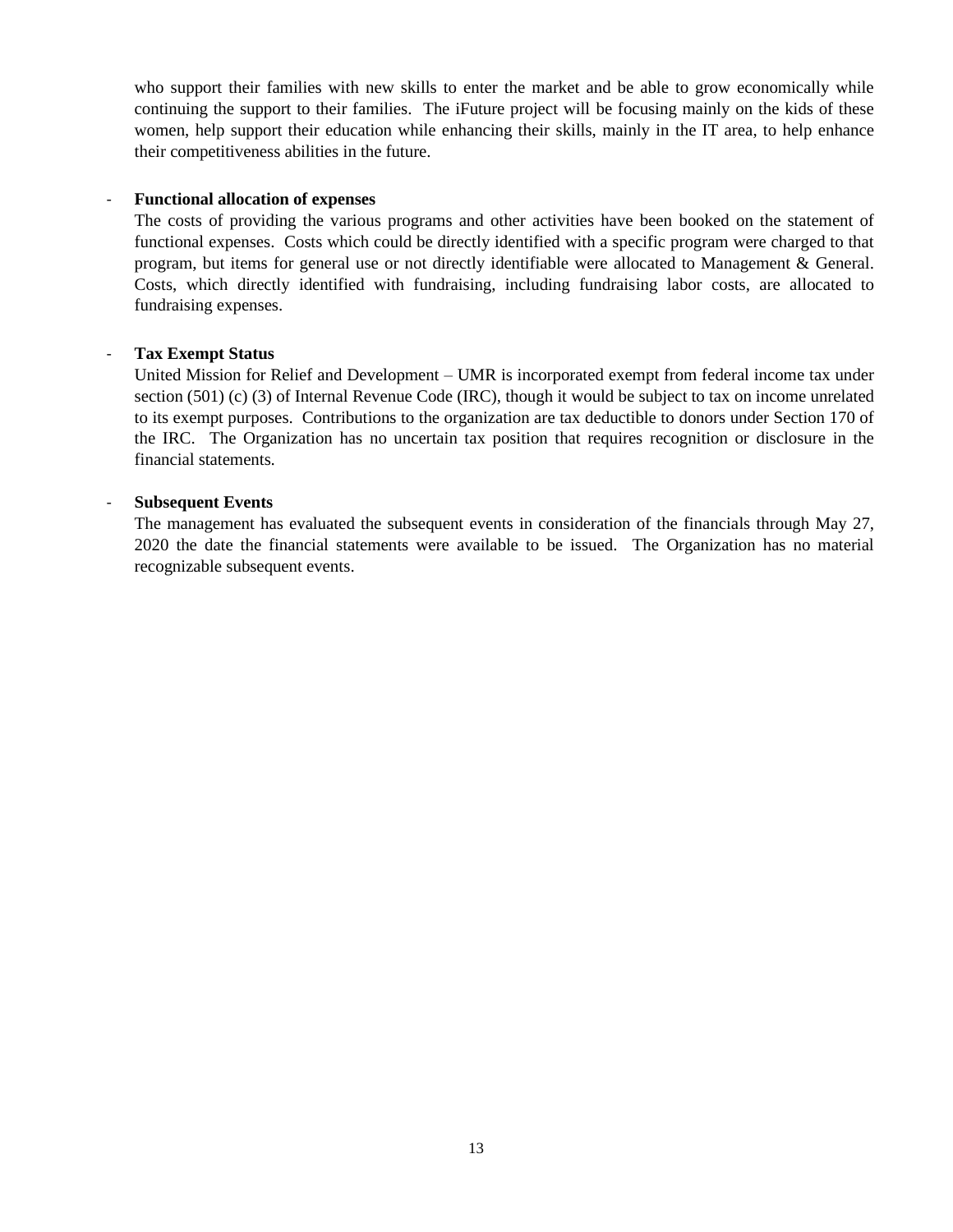who support their families with new skills to enter the market and be able to grow economically while continuing the support to their families. The iFuture project will be focusing mainly on the kids of these women, help support their education while enhancing their skills, mainly in the IT area, to help enhance their competitiveness abilities in the future.

- **Functional allocation of expenses**

  The costs of providing the various programs and other activities have been booked on the statement of functional expenses. Costs which could be directly identified with a specific program were charged to that program, but items for general use or not directly identifiable were allocated to Management & General. Costs, which directly identified with fundraising, including fundraising labor costs, are allocated to fundraising expenses.

- **Tax Exempt Status**

  United Mission for Relief and Development – UMR is incorporated exempt from federal income tax under section (501) (c) (3) of Internal Revenue Code (IRC), though it would be subject to tax on income unrelated to its exempt purposes. Contributions to the organization are tax deductible to donors under Section 170 of the IRC. The Organization has no uncertain tax position that requires recognition or disclosure in the financial statements.

- **Subsequent Events**

  The management has evaluated the subsequent events in consideration of the financials through May 27, 2020 the date the financial statements were available to be issued. The Organization has no material recognizable subsequent events.